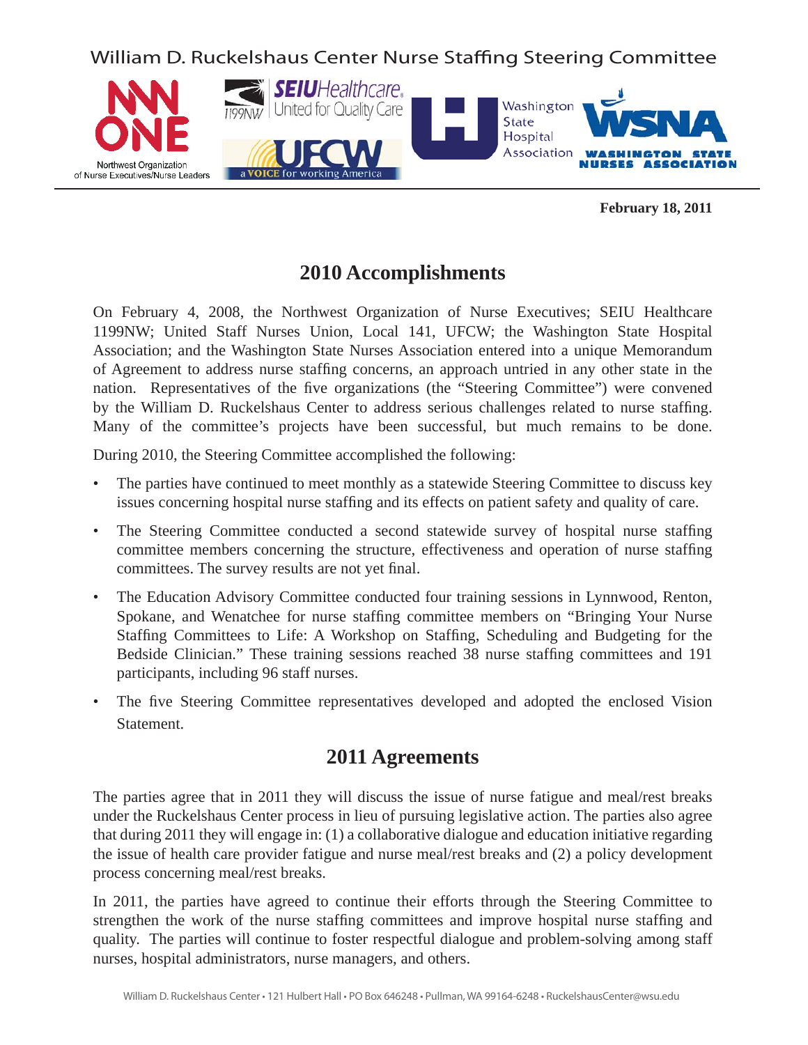# William D. Ruckelshaus Center Nurse Staffing Steering Committee

Northwest Organization of Nurse Executives/Nurse Leaders

SEIU Healthcare 1199NW United for Quality Care

UFCW a VOICE for working America

Washington State Hospital Association

WSNA WASHINGTON STATE NURSES ASSOCIATION

**February 18, 2011**

## 2010 Accomplishments

On February 4, 2008, the Northwest Organization of Nurse Executives; SEIU Healthcare 1199NW; United Staff Nurses Union, Local 141, UFCW; the Washington State Hospital Association; and the Washington State Nurses Association entered into a unique Memorandum of Agreement to address nurse staffing concerns, an approach untried in any other state in the nation. Representatives of the five organizations (the "Steering Committee") were convened by the William D. Ruckelshaus Center to address serious challenges related to nurse staffing. Many of the committee's projects have been successful, but much remains to be done.

During 2010, the Steering Committee accomplished the following:

- The parties have continued to meet monthly as a statewide Steering Committee to discuss key issues concerning hospital nurse staffing and its effects on patient safety and quality of care.
- The Steering Committee conducted a second statewide survey of hospital nurse staffing committee members concerning the structure, effectiveness and operation of nurse staffing committees. The survey results are not yet final.
- The Education Advisory Committee conducted four training sessions in Lynnwood, Renton, Spokane, and Wenatchee for nurse staffing committee members on "Bringing Your Nurse Staffing Committees to Life: A Workshop on Staffing, Scheduling and Budgeting for the Bedside Clinician." These training sessions reached 38 nurse staffing committees and 191 participants, including 96 staff nurses.
- The five Steering Committee representatives developed and adopted the enclosed Vision Statement.

## 2011 Agreements

The parties agree that in 2011 they will discuss the issue of nurse fatigue and meal/rest breaks under the Ruckelshaus Center process in lieu of pursuing legislative action. The parties also agree that during 2011 they will engage in: (1) a collaborative dialogue and education initiative regarding the issue of health care provider fatigue and nurse meal/rest breaks and (2) a policy development process concerning meal/rest breaks.

In 2011, the parties have agreed to continue their efforts through the Steering Committee to strengthen the work of the nurse staffing committees and improve hospital nurse staffing and quality. The parties will continue to foster respectful dialogue and problem-solving among staff nurses, hospital administrators, nurse managers, and others.

William D. Ruckelshaus Center • 121 Hulbert Hall • PO Box 646248 • Pullman, WA 99164-6248 • RuckelshausCenter@wsu.edu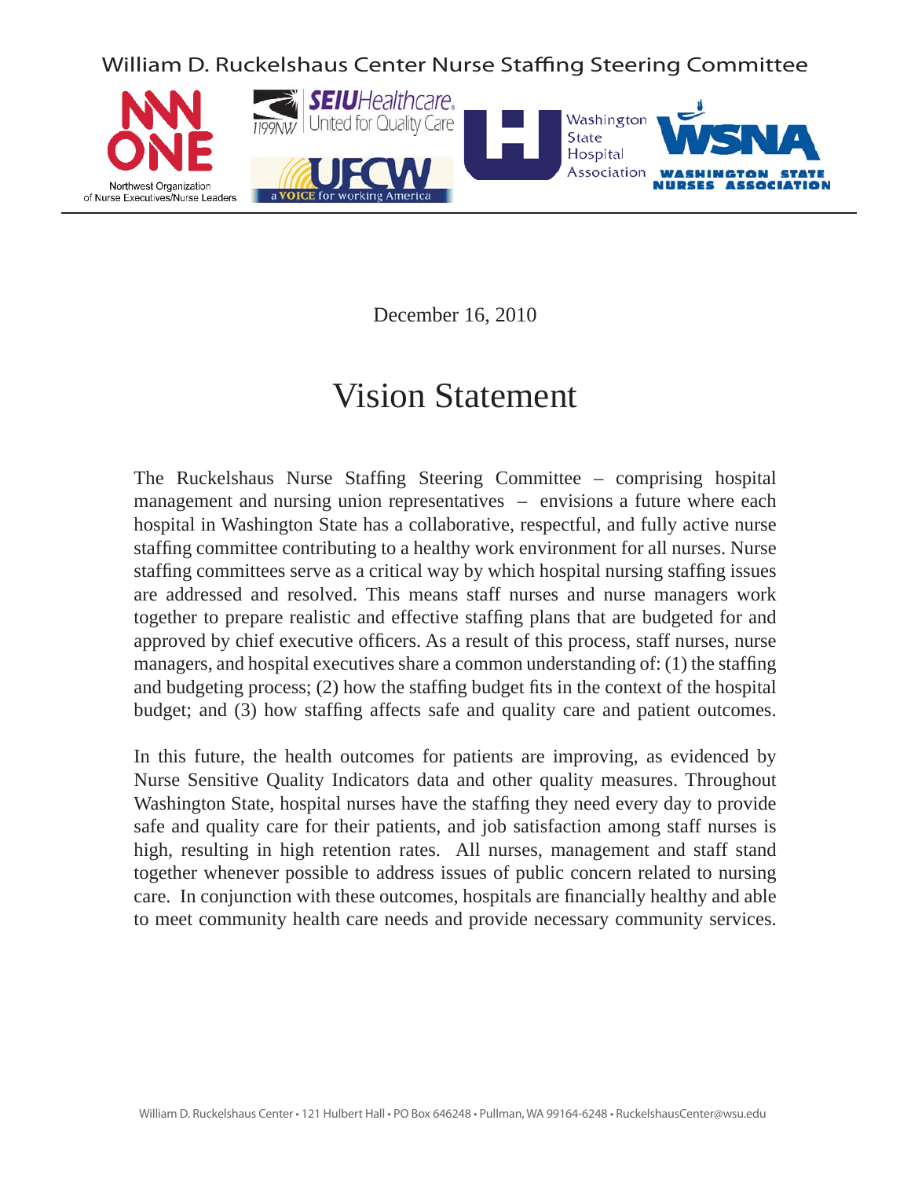William D. Ruckelshaus Center Nurse Staffing Steering Committee

Northwest Organization of Nurse Executives/Nurse Leaders

December 16, 2010

# Vision Statement

The Ruckelshaus Nurse Staffing Steering Committee – comprising hospital management and nursing union representatives – envisions a future where each hospital in Washington State has a collaborative, respectful, and fully active nurse staffing committee contributing to a healthy work environment for all nurses. Nurse staffing committees serve as a critical way by which hospital nursing staffing issues are addressed and resolved. This means staff nurses and nurse managers work together to prepare realistic and effective staffing plans that are budgeted for and approved by chief executive officers. As a result of this process, staff nurses, nurse managers, and hospital executives share a common understanding of: (1) the staffing and budgeting process; (2) how the staffing budget fits in the context of the hospital budget; and (3) how staffing affects safe and quality care and patient outcomes.

In this future, the health outcomes for patients are improving, as evidenced by Nurse Sensitive Quality Indicators data and other quality measures. Throughout Washington State, hospital nurses have the staffing they need every day to provide safe and quality care for their patients, and job satisfaction among staff nurses is high, resulting in high retention rates. All nurses, management and staff stand together whenever possible to address issues of public concern related to nursing care. In conjunction with these outcomes, hospitals are financially healthy and able to meet community health care needs and provide necessary community services.

William D. Ruckelshaus Center • 121 Hulbert Hall • PO Box 646248 • Pullman, WA 99164-6248 • RuckelshausCenter@wsu.edu